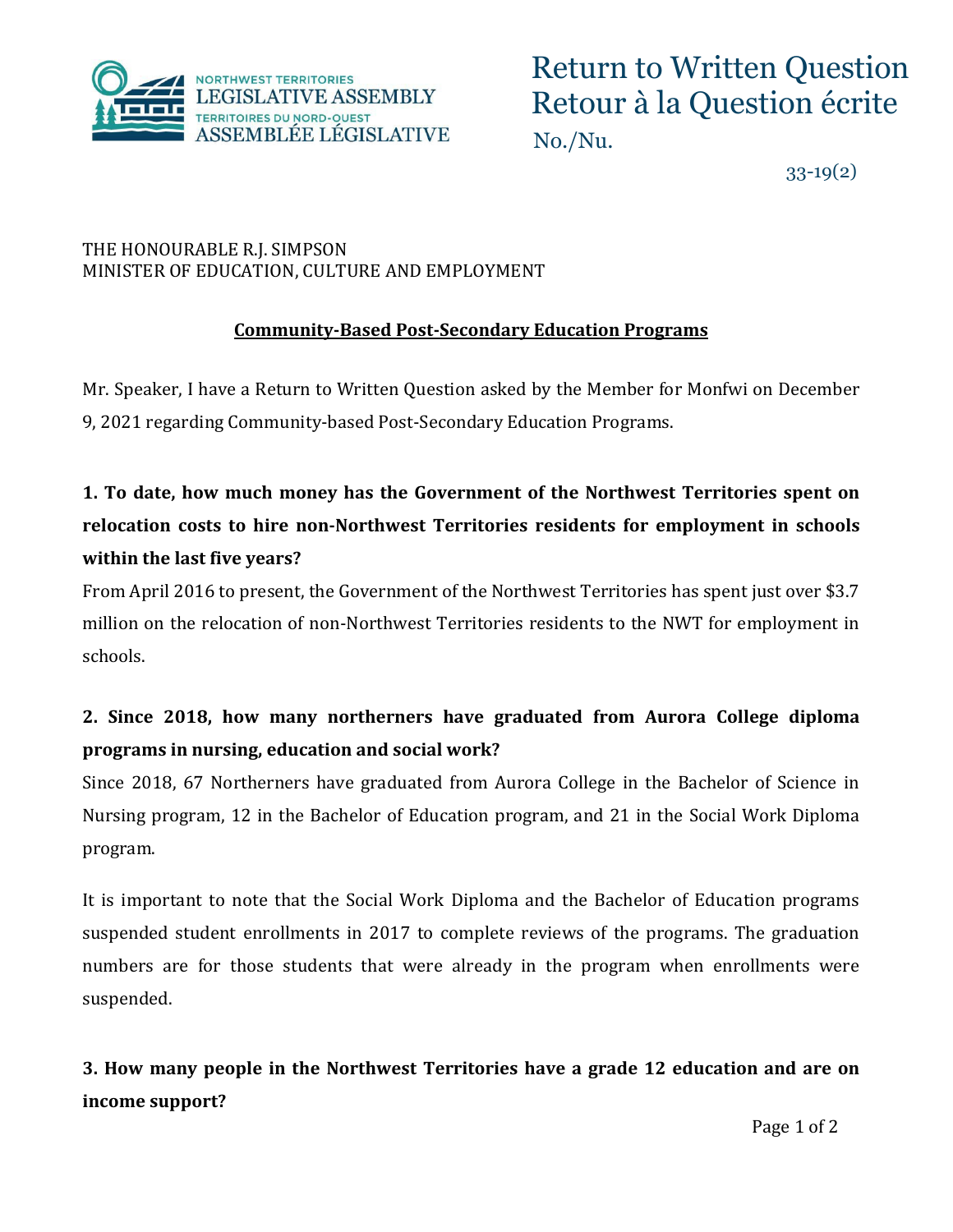NORTHWEST TERRITORIES LEGISLATIVE ASSEMBLY
TERRITOIRES DU NORD-OUEST ASSEMBLÉE LÉGISLATIVE

# Return to Written Question
# Retour à la Question écrite

No./Nu. 33-19(2)

THE HONOURABLE R.J. SIMPSON
MINISTER OF EDUCATION, CULTURE AND EMPLOYMENT

## Community-Based Post-Secondary Education Programs

Mr. Speaker, I have a Return to Written Question asked by the Member for Monfwi on December 9, 2021 regarding Community-based Post-Secondary Education Programs.

**1. To date, how much money has the Government of the Northwest Territories spent on relocation costs to hire non-Northwest Territories residents for employment in schools within the last five years?**

From April 2016 to present, the Government of the Northwest Territories has spent just over $3.7 million on the relocation of non-Northwest Territories residents to the NWT for employment in schools.

**2. Since 2018, how many northerners have graduated from Aurora College diploma programs in nursing, education and social work?**

Since 2018, 67 Northerners have graduated from Aurora College in the Bachelor of Science in Nursing program, 12 in the Bachelor of Education program, and 21 in the Social Work Diploma program.

It is important to note that the Social Work Diploma and the Bachelor of Education programs suspended student enrollments in 2017 to complete reviews of the programs. The graduation numbers are for those students that were already in the program when enrollments were suspended.

**3. How many people in the Northwest Territories have a grade 12 education and are on income support?**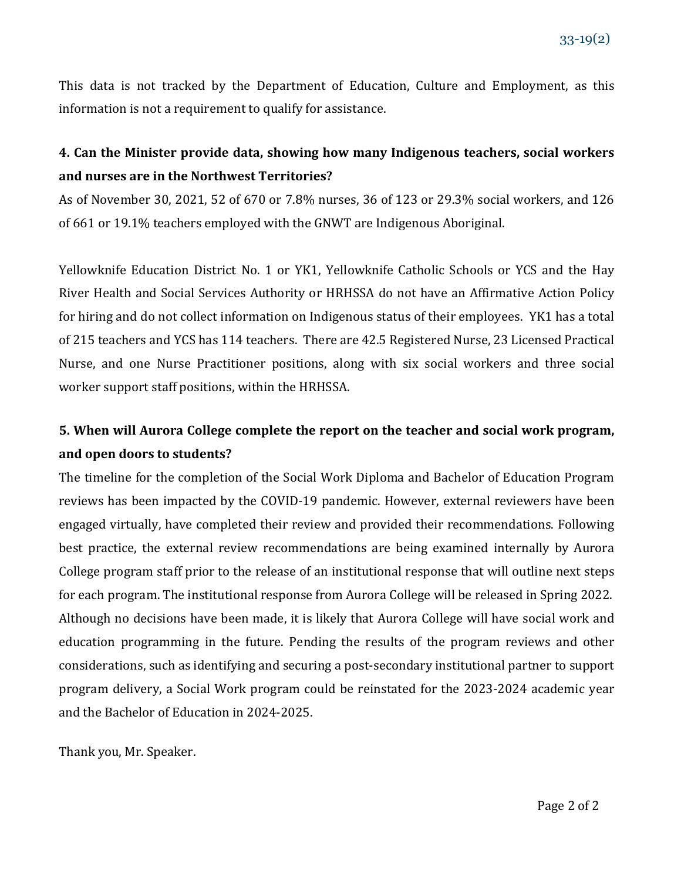This data is not tracked by the Department of Education, Culture and Employment, as this information is not a requirement to qualify for assistance.

**4. Can the Minister provide data, showing how many Indigenous teachers, social workers and nurses are in the Northwest Territories?**

As of November 30, 2021, 52 of 670 or 7.8% nurses, 36 of 123 or 29.3% social workers, and 126 of 661 or 19.1% teachers employed with the GNWT are Indigenous Aboriginal.

Yellowknife Education District No. 1 or YK1, Yellowknife Catholic Schools or YCS and the Hay River Health and Social Services Authority or HRHSSA do not have an Affirmative Action Policy for hiring and do not collect information on Indigenous status of their employees. YK1 has a total of 215 teachers and YCS has 114 teachers. There are 42.5 Registered Nurse, 23 Licensed Practical Nurse, and one Nurse Practitioner positions, along with six social workers and three social worker support staff positions, within the HRHSSA.

**5. When will Aurora College complete the report on the teacher and social work program, and open doors to students?**

The timeline for the completion of the Social Work Diploma and Bachelor of Education Program reviews has been impacted by the COVID-19 pandemic. However, external reviewers have been engaged virtually, have completed their review and provided their recommendations. Following best practice, the external review recommendations are being examined internally by Aurora College program staff prior to the release of an institutional response that will outline next steps for each program. The institutional response from Aurora College will be released in Spring 2022. Although no decisions have been made, it is likely that Aurora College will have social work and education programming in the future. Pending the results of the program reviews and other considerations, such as identifying and securing a post-secondary institutional partner to support program delivery, a Social Work program could be reinstated for the 2023-2024 academic year and the Bachelor of Education in 2024-2025.

Thank you, Mr. Speaker.